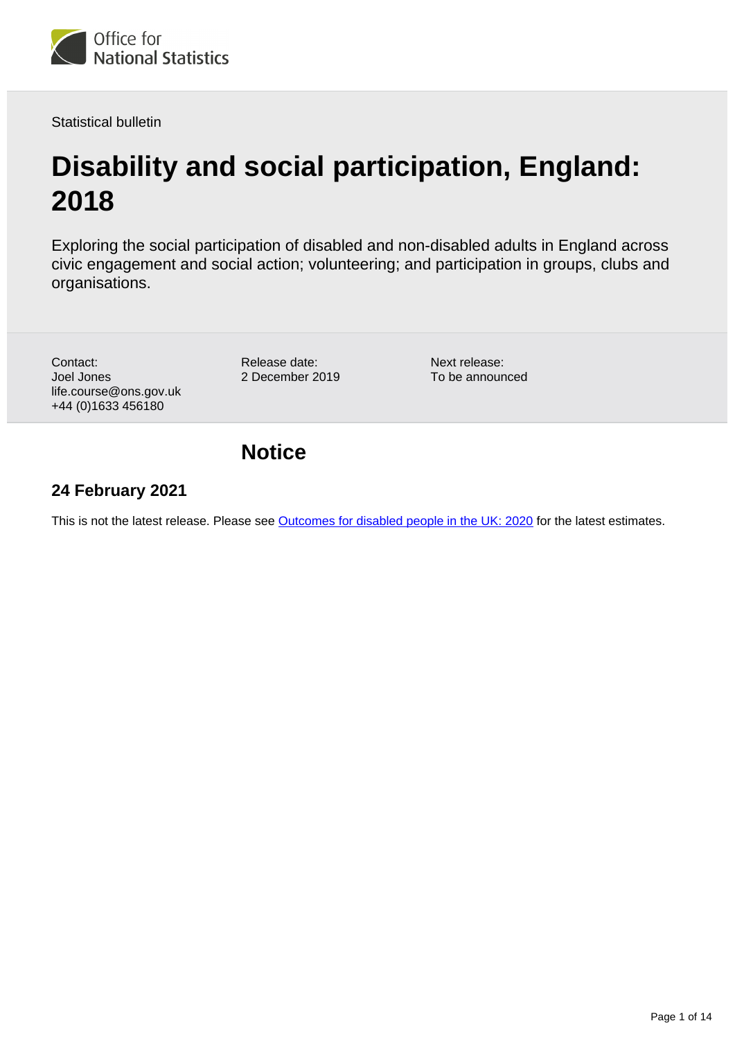Statistical bulletin

# Disability and social participation, England: 2018

Exploring the social participation of disabled and non-disabled adults in England across civic engagement and social action; volunteering; and participation in groups, clubs and organisations.

Contact:
Joel Jones
life.course@ons.gov.uk
+44 (0)1633 456180

Release date:
2 December 2019

Next release:
To be announced

## Notice

### 24 February 2021

This is not the latest release. Please see [Outcomes for disabled people in the UK: 2020] for the latest estimates.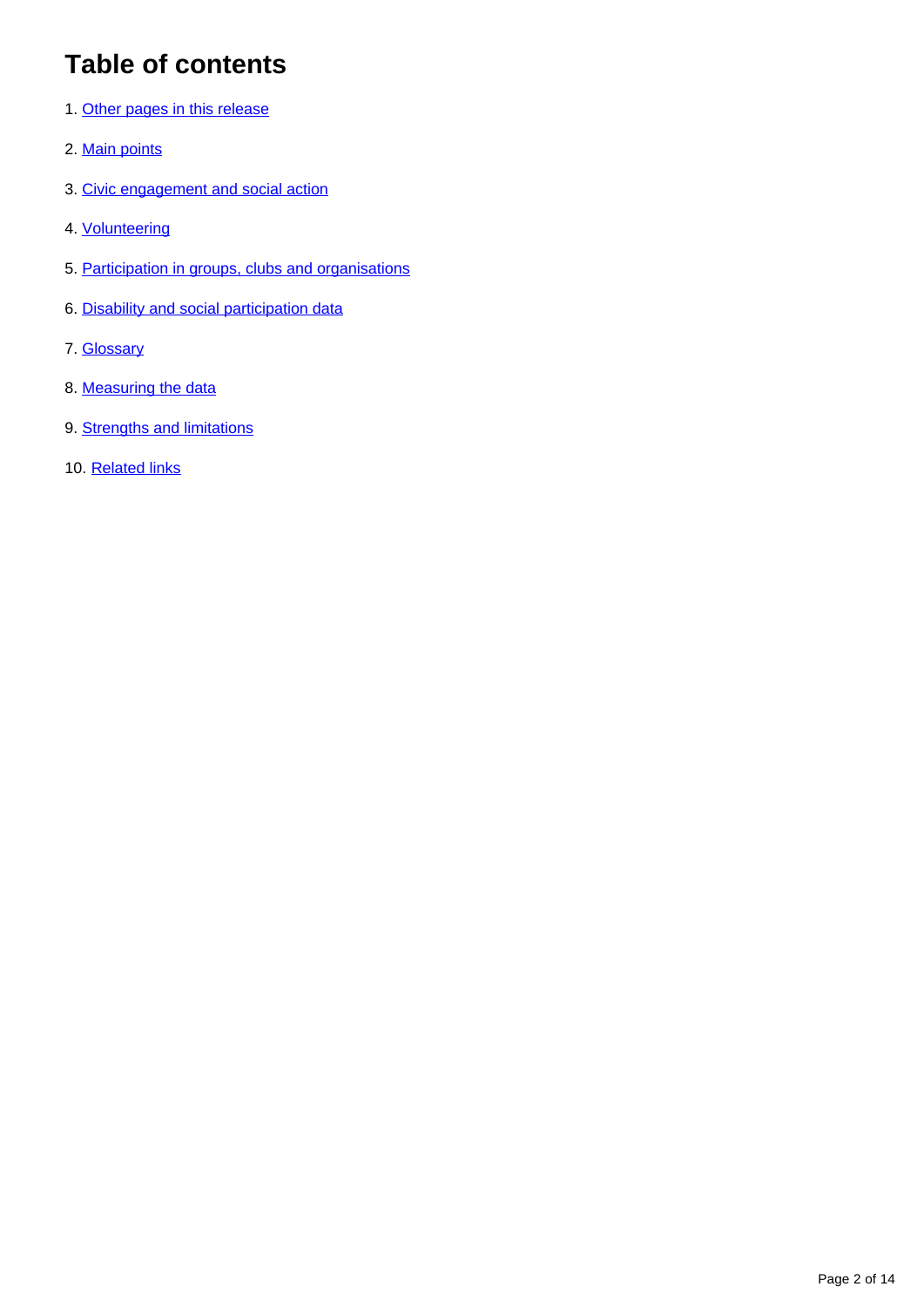# Table of contents

1. Other pages in this release
2. Main points
3. Civic engagement and social action
4. Volunteering
5. Participation in groups, clubs and organisations
6. Disability and social participation data
7. Glossary
8. Measuring the data
9. Strengths and limitations
10. Related links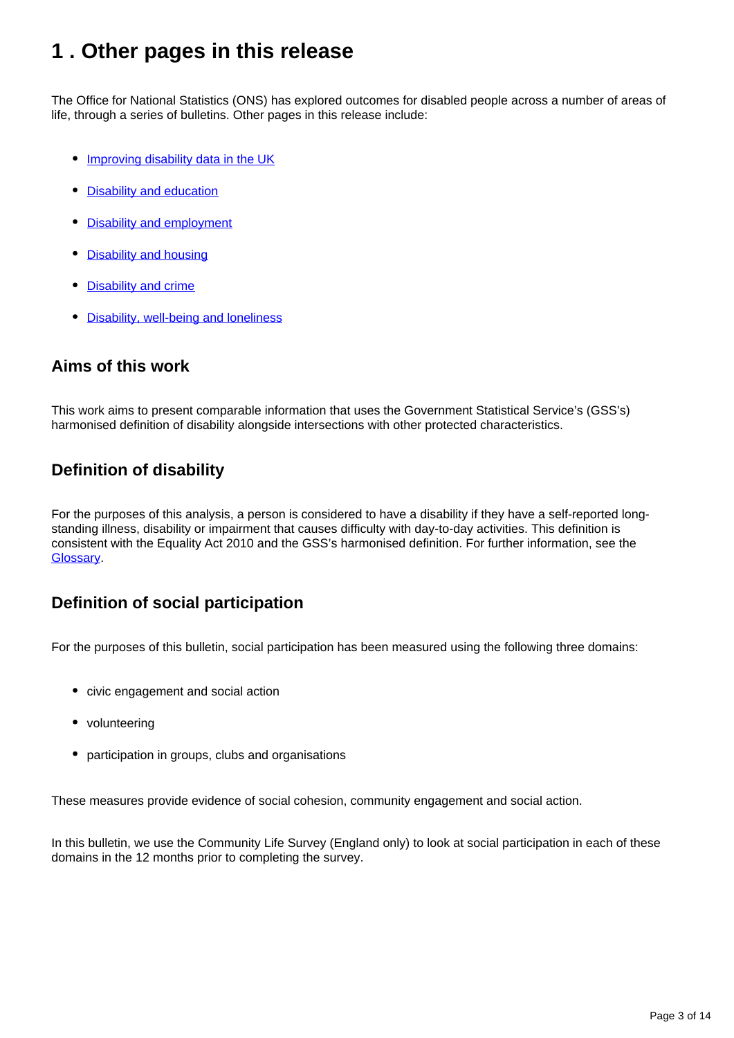# 1 . Other pages in this release

The Office for National Statistics (ONS) has explored outcomes for disabled people across a number of areas of life, through a series of bulletins. Other pages in this release include:

- Improving disability data in the UK
- Disability and education
- Disability and employment
- Disability and housing
- Disability and crime
- Disability, well-being and loneliness

### Aims of this work

This work aims to present comparable information that uses the Government Statistical Service's (GSS's) harmonised definition of disability alongside intersections with other protected characteristics.

### Definition of disability

For the purposes of this analysis, a person is considered to have a disability if they have a self-reported long-standing illness, disability or impairment that causes difficulty with day-to-day activities. This definition is consistent with the Equality Act 2010 and the GSS's harmonised definition. For further information, see the Glossary.

### Definition of social participation

For the purposes of this bulletin, social participation has been measured using the following three domains:

- civic engagement and social action
- volunteering
- participation in groups, clubs and organisations

These measures provide evidence of social cohesion, community engagement and social action.

In this bulletin, we use the Community Life Survey (England only) to look at social participation in each of these domains in the 12 months prior to completing the survey.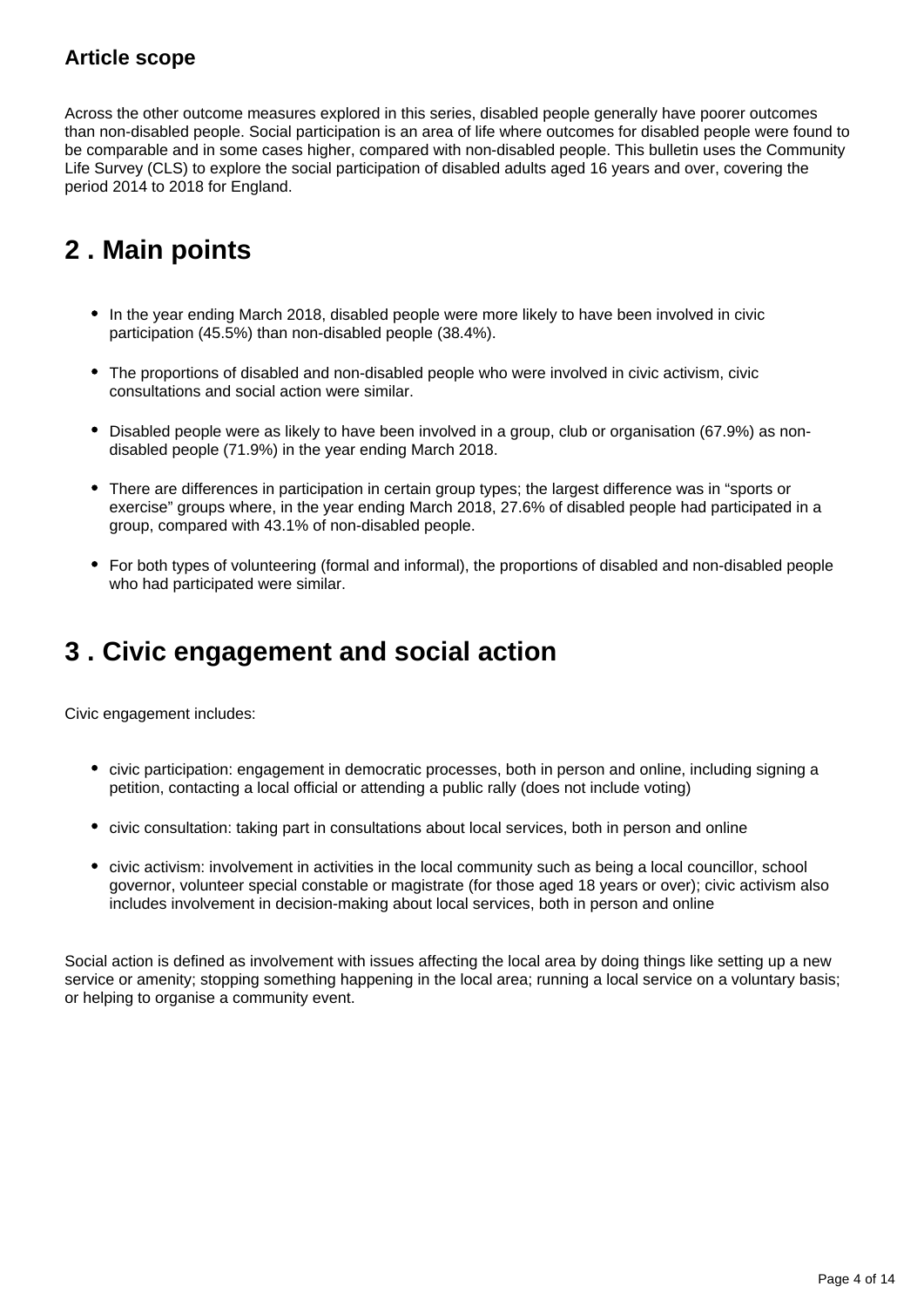### Article scope

Across the other outcome measures explored in this series, disabled people generally have poorer outcomes than non-disabled people. Social participation is an area of life where outcomes for disabled people were found to be comparable and in some cases higher, compared with non-disabled people. This bulletin uses the Community Life Survey (CLS) to explore the social participation of disabled adults aged 16 years and over, covering the period 2014 to 2018 for England.

## 2 . Main points

- In the year ending March 2018, disabled people were more likely to have been involved in civic participation (45.5%) than non-disabled people (38.4%).
- The proportions of disabled and non-disabled people who were involved in civic activism, civic consultations and social action were similar.
- Disabled people were as likely to have been involved in a group, club or organisation (67.9%) as non-disabled people (71.9%) in the year ending March 2018.
- There are differences in participation in certain group types; the largest difference was in “sports or exercise” groups where, in the year ending March 2018, 27.6% of disabled people had participated in a group, compared with 43.1% of non-disabled people.
- For both types of volunteering (formal and informal), the proportions of disabled and non-disabled people who had participated were similar.

## 3 . Civic engagement and social action

Civic engagement includes:

- civic participation: engagement in democratic processes, both in person and online, including signing a petition, contacting a local official or attending a public rally (does not include voting)
- civic consultation: taking part in consultations about local services, both in person and online
- civic activism: involvement in activities in the local community such as being a local councillor, school governor, volunteer special constable or magistrate (for those aged 18 years or over); civic activism also includes involvement in decision-making about local services, both in person and online

Social action is defined as involvement with issues affecting the local area by doing things like setting up a new service or amenity; stopping something happening in the local area; running a local service on a voluntary basis; or helping to organise a community event.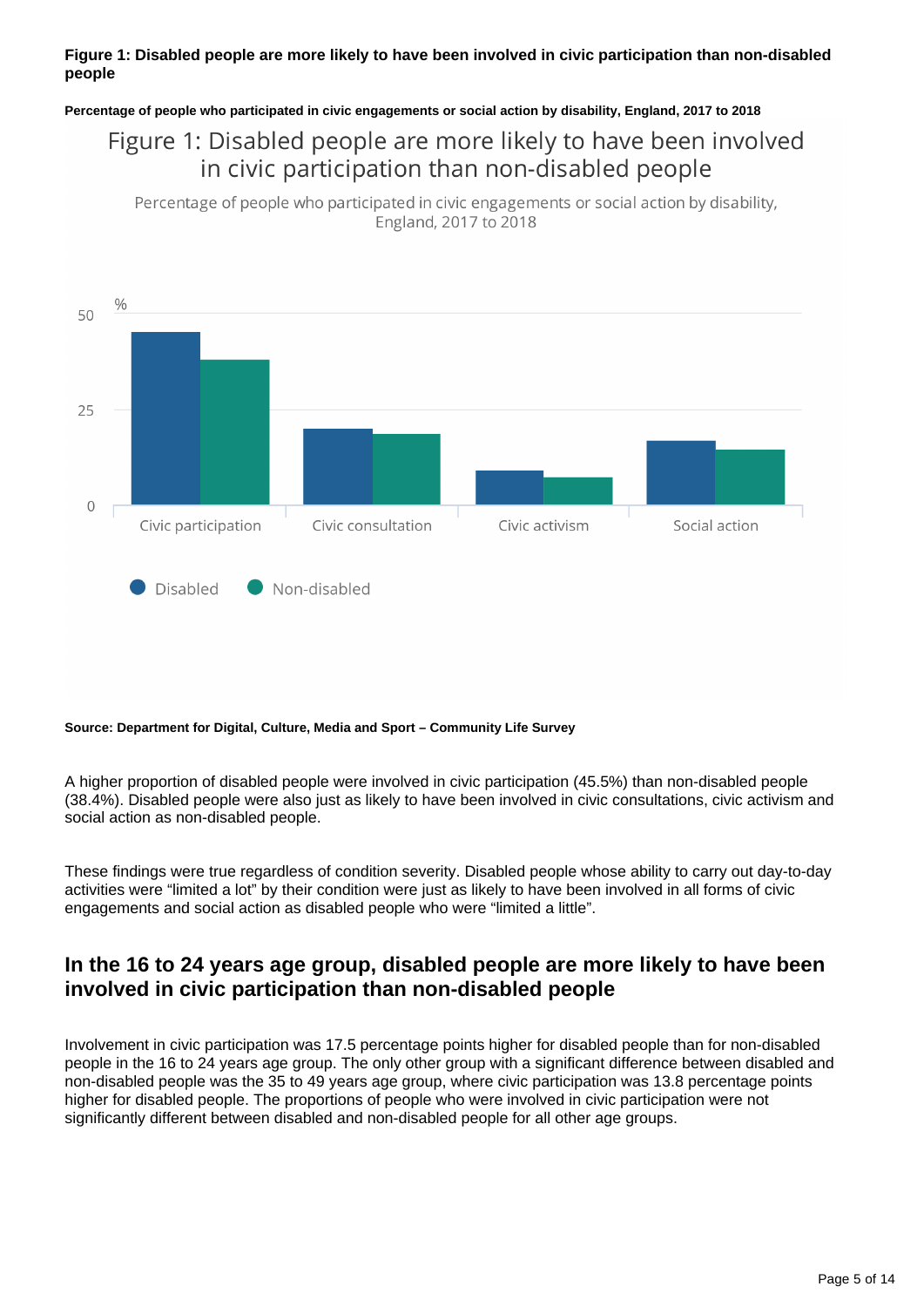**Figure 1: Disabled people are more likely to have been involved in civic participation than non-disabled people**

**Percentage of people who participated in civic engagements or social action by disability, England, 2017 to 2018**

**Source: Department for Digital, Culture, Media and Sport – Community Life Survey**

A higher proportion of disabled people were involved in civic participation (45.5%) than non-disabled people (38.4%). Disabled people were also just as likely to have been involved in civic consultations, civic activism and social action as non-disabled people.

These findings were true regardless of condition severity. Disabled people whose ability to carry out day-to-day activities were "limited a lot" by their condition were just as likely to have been involved in all forms of civic engagements and social action as disabled people who were "limited a little".

## In the 16 to 24 years age group, disabled people are more likely to have been involved in civic participation than non-disabled people

Involvement in civic participation was 17.5 percentage points higher for disabled people than for non-disabled people in the 16 to 24 years age group. The only other group with a significant difference between disabled and non-disabled people was the 35 to 49 years age group, where civic participation was 13.8 percentage points higher for disabled people. The proportions of people who were involved in civic participation were not significantly different between disabled and non-disabled people for all other age groups.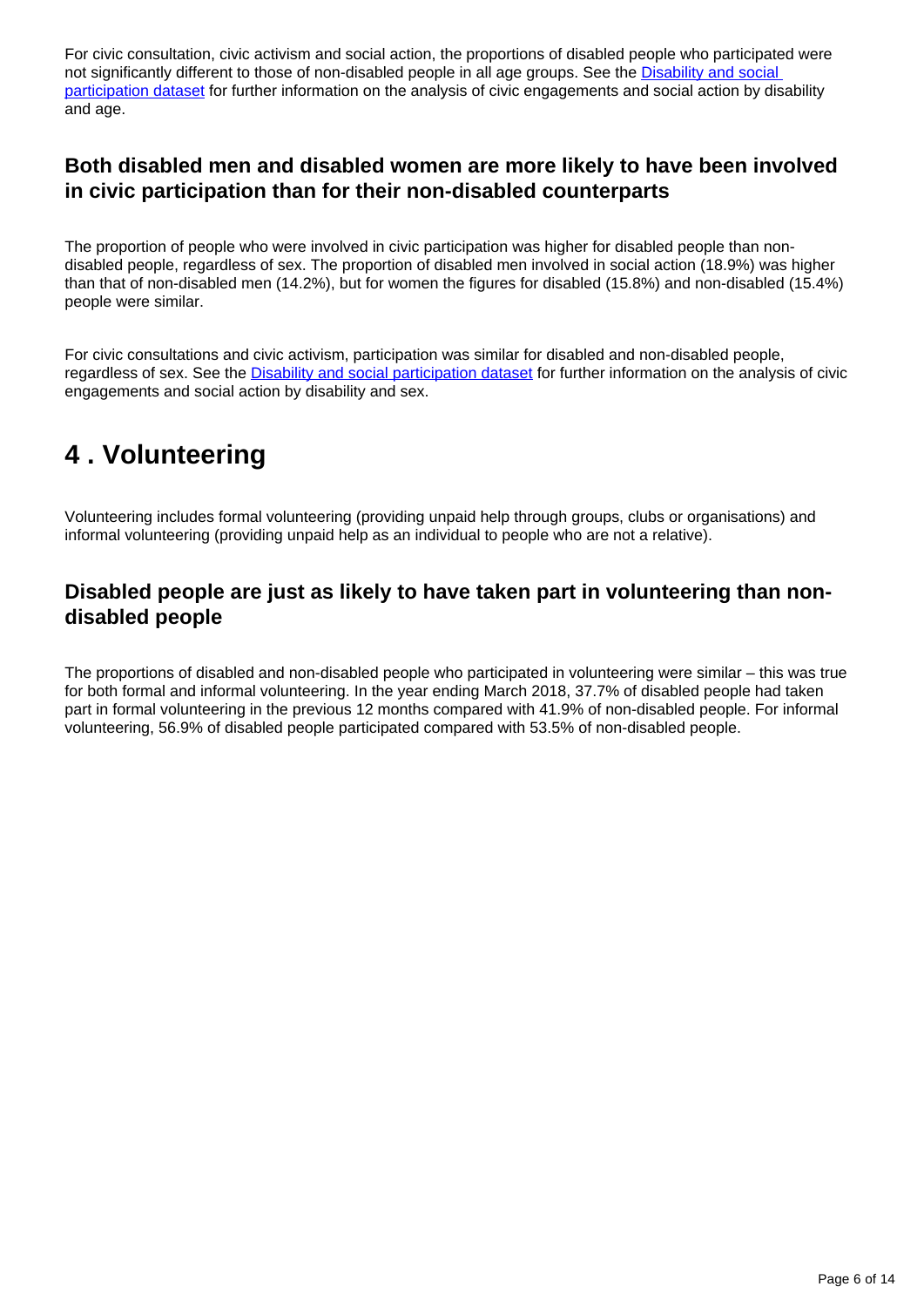For civic consultation, civic activism and social action, the proportions of disabled people who participated were not significantly different to those of non-disabled people in all age groups. See the [Disability and social participation dataset] for further information on the analysis of civic engagements and social action by disability and age.

### Both disabled men and disabled women are more likely to have been involved in civic participation than for their non-disabled counterparts

The proportion of people who were involved in civic participation was higher for disabled people than non-disabled people, regardless of sex. The proportion of disabled men involved in social action (18.9%) was higher than that of non-disabled men (14.2%), but for women the figures for disabled (15.8%) and non-disabled (15.4%) people were similar.

For civic consultations and civic activism, participation was similar for disabled and non-disabled people, regardless of sex. See the [Disability and social participation dataset] for further information on the analysis of civic engagements and social action by disability and sex.

## 4 . Volunteering

Volunteering includes formal volunteering (providing unpaid help through groups, clubs or organisations) and informal volunteering (providing unpaid help as an individual to people who are not a relative).

### Disabled people are just as likely to have taken part in volunteering than non-disabled people

The proportions of disabled and non-disabled people who participated in volunteering were similar – this was true for both formal and informal volunteering. In the year ending March 2018, 37.7% of disabled people had taken part in formal volunteering in the previous 12 months compared with 41.9% of non-disabled people. For informal volunteering, 56.9% of disabled people participated compared with 53.5% of non-disabled people.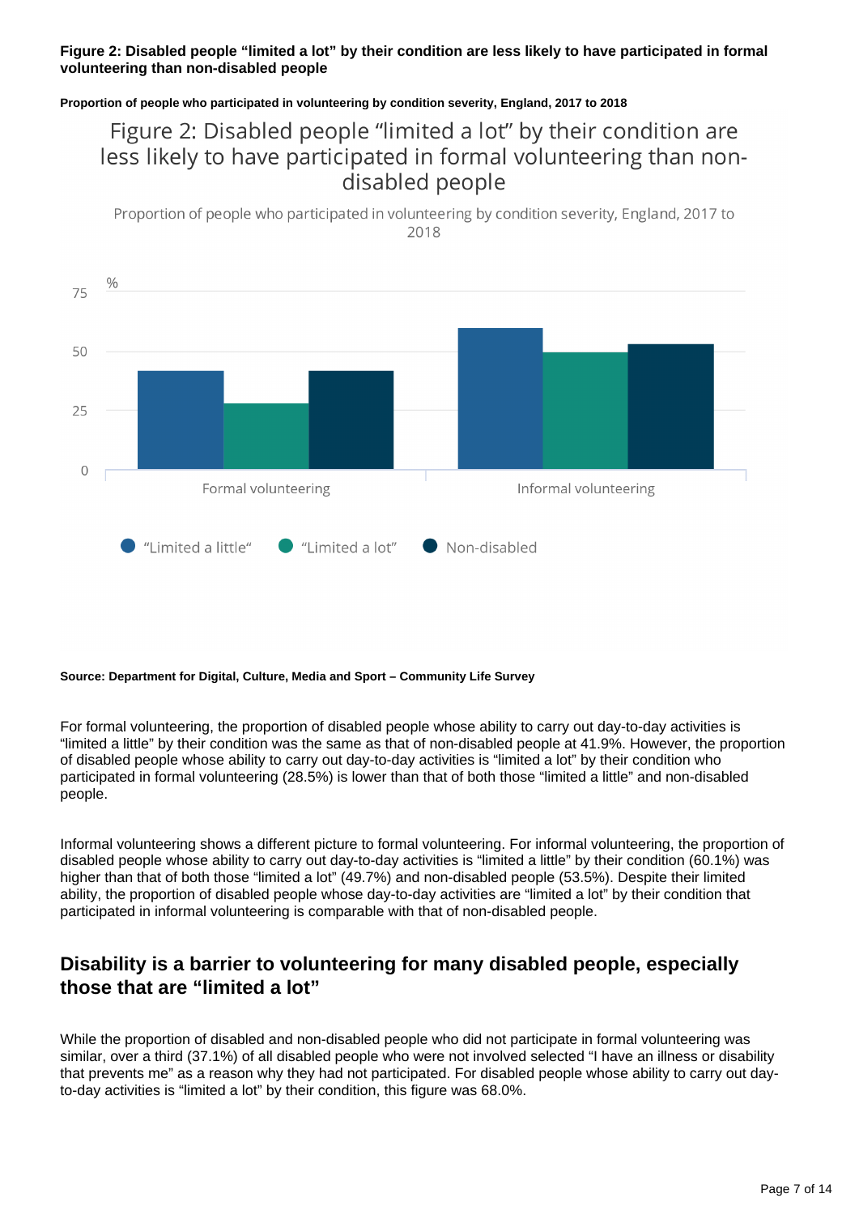**Figure 2: Disabled people "limited a lot" by their condition are less likely to have participated in formal volunteering than non-disabled people**

**Proportion of people who participated in volunteering by condition severity, England, 2017 to 2018**

Figure 2: Disabled people "limited a lot" by their condition are less likely to have participated in formal volunteering than non-disabled people

Proportion of people who participated in volunteering by condition severity, England, 2017 to 2018

| | "Limited a little" | "Limited a lot" | Non-disabled |
|---|---|---|---|
| Formal volunteering | 41.9 | 28.5 | 41.9 |
| Informal volunteering | 60.1 | 49.7 | 53.5 |

**Source: Department for Digital, Culture, Media and Sport – Community Life Survey**

For formal volunteering, the proportion of disabled people whose ability to carry out day-to-day activities is "limited a little" by their condition was the same as that of non-disabled people at 41.9%. However, the proportion of disabled people whose ability to carry out day-to-day activities is "limited a lot" by their condition who participated in formal volunteering (28.5%) is lower than that of both those "limited a little" and non-disabled people.

Informal volunteering shows a different picture to formal volunteering. For informal volunteering, the proportion of disabled people whose ability to carry out day-to-day activities is "limited a little" by their condition (60.1%) was higher than that of both those "limited a lot" (49.7%) and non-disabled people (53.5%). Despite their limited ability, the proportion of disabled people whose day-to-day activities are "limited a lot" by their condition that participated in informal volunteering is comparable with that of non-disabled people.

## Disability is a barrier to volunteering for many disabled people, especially those that are "limited a lot"

While the proportion of disabled and non-disabled people who did not participate in formal volunteering was similar, over a third (37.1%) of all disabled people who were not involved selected "I have an illness or disability that prevents me" as a reason why they had not participated. For disabled people whose ability to carry out day-to-day activities is "limited a lot" by their condition, this figure was 68.0%.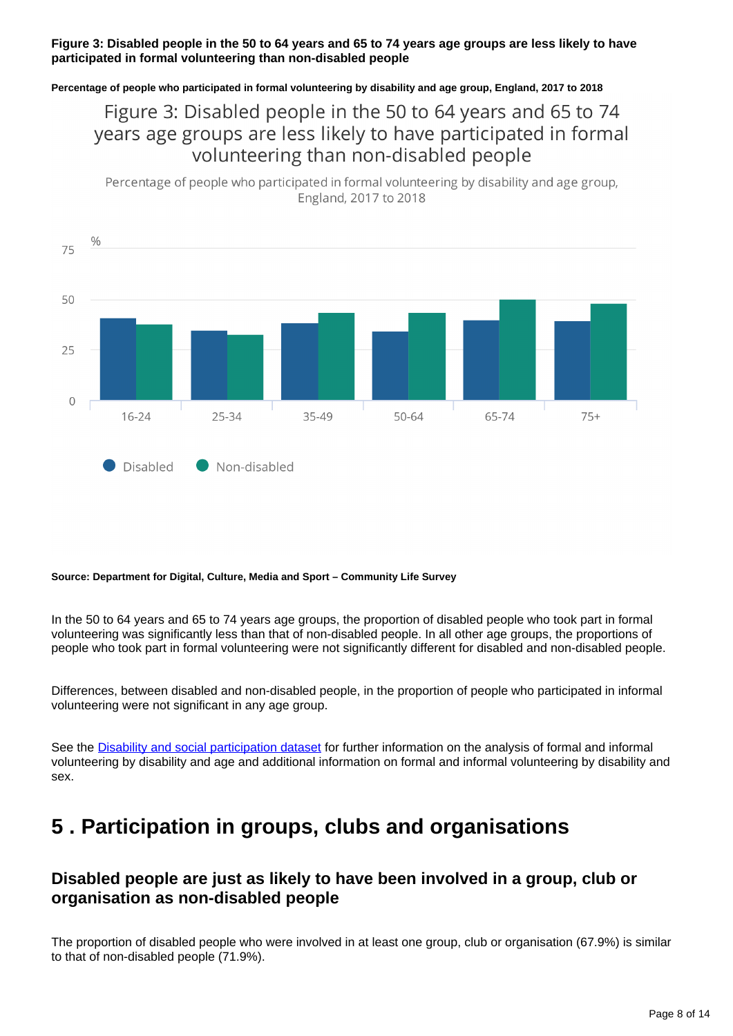**Figure 3: Disabled people in the 50 to 64 years and 65 to 74 years age groups are less likely to have participated in formal volunteering than non-disabled people**

**Percentage of people who participated in formal volunteering by disability and age group, England, 2017 to 2018**

**Source: Department for Digital, Culture, Media and Sport – Community Life Survey**

In the 50 to 64 years and 65 to 74 years age groups, the proportion of disabled people who took part in formal volunteering was significantly less than that of non-disabled people. In all other age groups, the proportions of people who took part in formal volunteering were not significantly different for disabled and non-disabled people.

Differences, between disabled and non-disabled people, in the proportion of people who participated in informal volunteering were not significant in any age group.

See the [Disability and social participation dataset] for further information on the analysis of formal and informal volunteering by disability and age and additional information on formal and informal volunteering by disability and sex.

# 5 . Participation in groups, clubs and organisations

## Disabled people are just as likely to have been involved in a group, club or organisation as non-disabled people

The proportion of disabled people who were involved in at least one group, club or organisation (67.9%) is similar to that of non-disabled people (71.9%).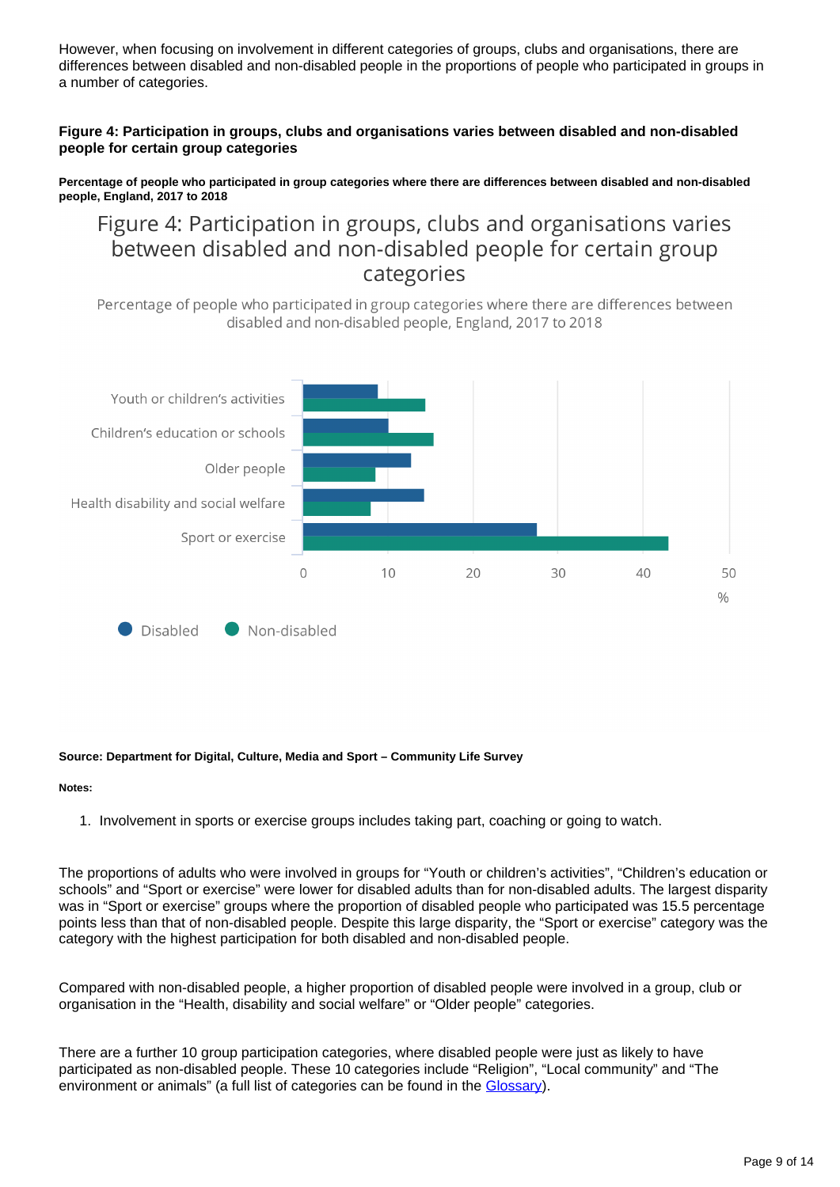However, when focusing on involvement in different categories of groups, clubs and organisations, there are differences between disabled and non-disabled people in the proportions of people who participated in groups in a number of categories.

### Figure 4: Participation in groups, clubs and organisations varies between disabled and non-disabled people for certain group categories

**Percentage of people who participated in group categories where there are differences between disabled and non-disabled people, England, 2017 to 2018**

Figure 4: Participation in groups, clubs and organisations varies between disabled and non-disabled people for certain group categories

Percentage of people who participated in group categories where there are differences between disabled and non-disabled people, England, 2017 to 2018

Youth or children's activities

Children's education or schools

Older people

Health disability and social welfare

Sport or exercise

0 10 20 30 40 50 %

Disabled Non-disabled

**Source: Department for Digital, Culture, Media and Sport – Community Life Survey**

**Notes:**

1. Involvement in sports or exercise groups includes taking part, coaching or going to watch.

The proportions of adults who were involved in groups for "Youth or children's activities", "Children's education or schools" and "Sport or exercise" were lower for disabled adults than for non-disabled adults. The largest disparity was in "Sport or exercise" groups where the proportion of disabled people who participated was 15.5 percentage points less than that of non-disabled people. Despite this large disparity, the "Sport or exercise" category was the category with the highest participation for both disabled and non-disabled people.

Compared with non-disabled people, a higher proportion of disabled people were involved in a group, club or organisation in the "Health, disability and social welfare" or "Older people" categories.

There are a further 10 group participation categories, where disabled people were just as likely to have participated as non-disabled people. These 10 categories include "Religion", "Local community" and "The environment or animals" (a full list of categories can be found in the Glossary).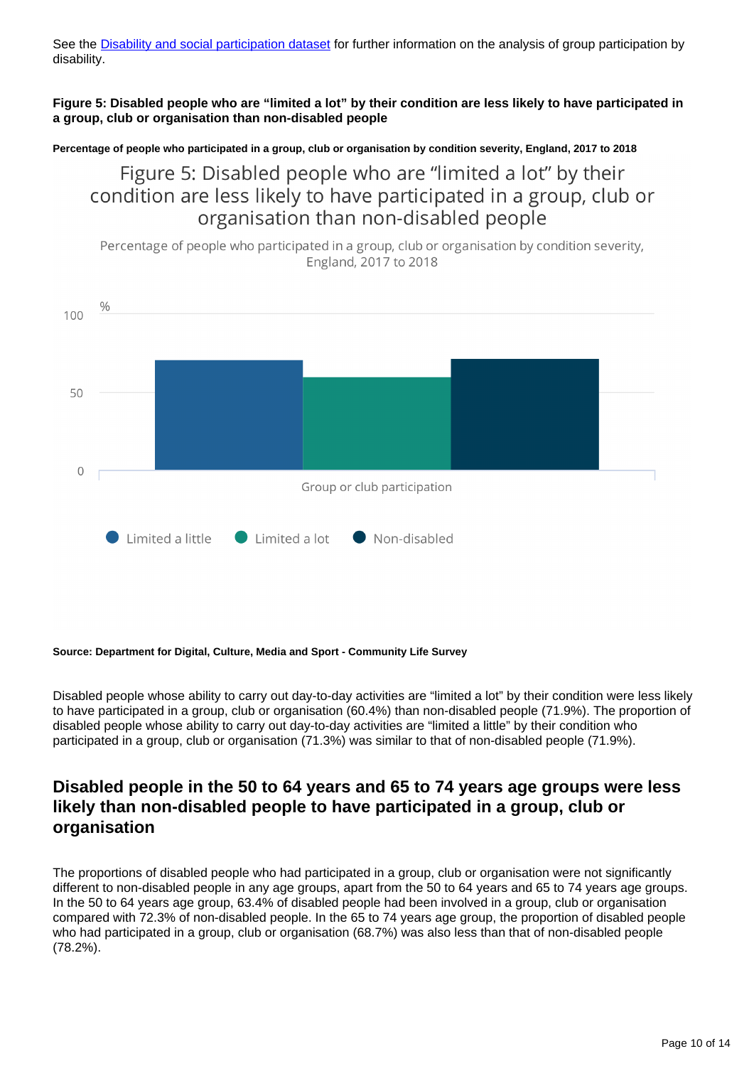See the Disability and social participation dataset for further information on the analysis of group participation by disability.

**Figure 5: Disabled people who are "limited a lot" by their condition are less likely to have participated in a group, club or organisation than non-disabled people**

**Percentage of people who participated in a group, club or organisation by condition severity, England, 2017 to 2018**

**Source: Department for Digital, Culture, Media and Sport - Community Life Survey**

Disabled people whose ability to carry out day-to-day activities are "limited a lot" by their condition were less likely to have participated in a group, club or organisation (60.4%) than non-disabled people (71.9%). The proportion of disabled people whose ability to carry out day-to-day activities are "limited a little" by their condition who participated in a group, club or organisation (71.3%) was similar to that of non-disabled people (71.9%).

## Disabled people in the 50 to 64 years and 65 to 74 years age groups were less likely than non-disabled people to have participated in a group, club or organisation

The proportions of disabled people who had participated in a group, club or organisation were not significantly different to non-disabled people in any age groups, apart from the 50 to 64 years and 65 to 74 years age groups. In the 50 to 64 years age group, 63.4% of disabled people had been involved in a group, club or organisation compared with 72.3% of non-disabled people. In the 65 to 74 years age group, the proportion of disabled people who had participated in a group, club or organisation (68.7%) was also less than that of non-disabled people (78.2%).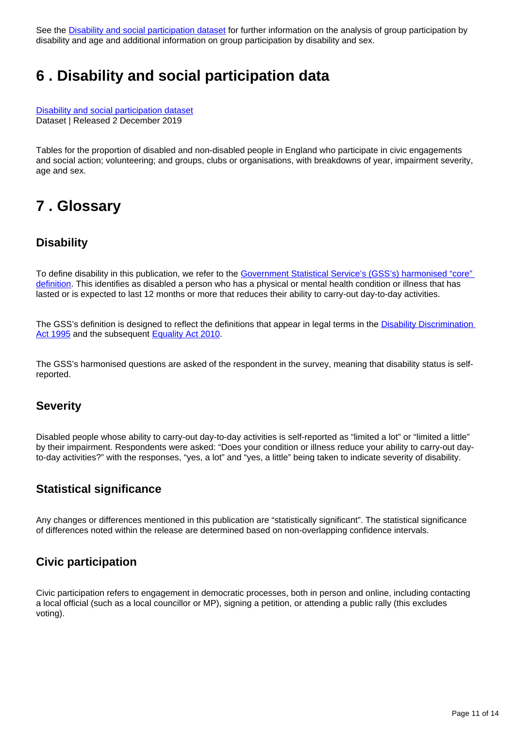See the [Disability and social participation dataset](#) for further information on the analysis of group participation by disability and age and additional information on group participation by disability and sex.

## 6 . Disability and social participation data

[Disability and social participation dataset](#)
Dataset | Released 2 December 2019

Tables for the proportion of disabled and non-disabled people in England who participate in civic engagements and social action; volunteering; and groups, clubs or organisations, with breakdowns of year, impairment severity, age and sex.

## 7 . Glossary

### Disability

To define disability in this publication, we refer to the [Government Statistical Service's (GSS's) harmonised "core" definition](#). This identifies as disabled a person who has a physical or mental health condition or illness that has lasted or is expected to last 12 months or more that reduces their ability to carry-out day-to-day activities.

The GSS's definition is designed to reflect the definitions that appear in legal terms in the [Disability Discrimination Act 1995](#) and the subsequent [Equality Act 2010](#).

The GSS's harmonised questions are asked of the respondent in the survey, meaning that disability status is self-reported.

### Severity

Disabled people whose ability to carry-out day-to-day activities is self-reported as "limited a lot" or "limited a little" by their impairment. Respondents were asked: "Does your condition or illness reduce your ability to carry-out day-to-day activities?" with the responses, "yes, a lot" and "yes, a little" being taken to indicate severity of disability.

### Statistical significance

Any changes or differences mentioned in this publication are "statistically significant". The statistical significance of differences noted within the release are determined based on non-overlapping confidence intervals.

### Civic participation

Civic participation refers to engagement in democratic processes, both in person and online, including contacting a local official (such as a local councillor or MP), signing a petition, or attending a public rally (this excludes voting).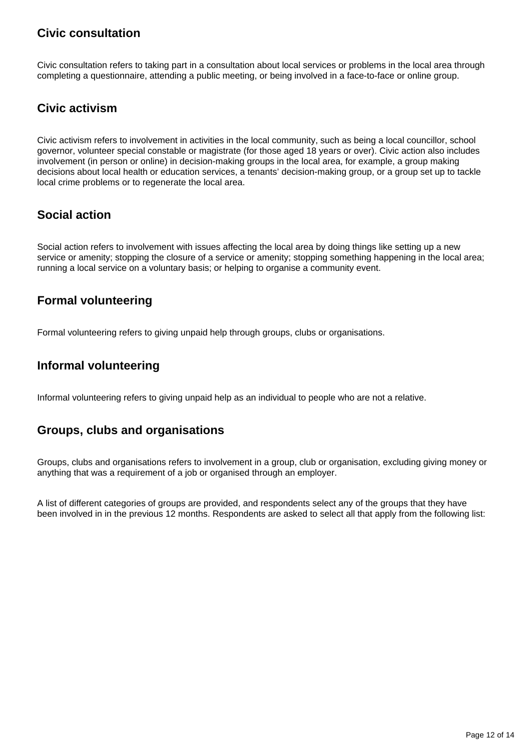### Civic consultation

Civic consultation refers to taking part in a consultation about local services or problems in the local area through completing a questionnaire, attending a public meeting, or being involved in a face-to-face or online group.

### Civic activism

Civic activism refers to involvement in activities in the local community, such as being a local councillor, school governor, volunteer special constable or magistrate (for those aged 18 years or over). Civic action also includes involvement (in person or online) in decision-making groups in the local area, for example, a group making decisions about local health or education services, a tenants' decision-making group, or a group set up to tackle local crime problems or to regenerate the local area.

### Social action

Social action refers to involvement with issues affecting the local area by doing things like setting up a new service or amenity; stopping the closure of a service or amenity; stopping something happening in the local area; running a local service on a voluntary basis; or helping to organise a community event.

### Formal volunteering

Formal volunteering refers to giving unpaid help through groups, clubs or organisations.

### Informal volunteering

Informal volunteering refers to giving unpaid help as an individual to people who are not a relative.

### Groups, clubs and organisations

Groups, clubs and organisations refers to involvement in a group, club or organisation, excluding giving money or anything that was a requirement of a job or organised through an employer.

A list of different categories of groups are provided, and respondents select any of the groups that they have been involved in in the previous 12 months. Respondents are asked to select all that apply from the following list: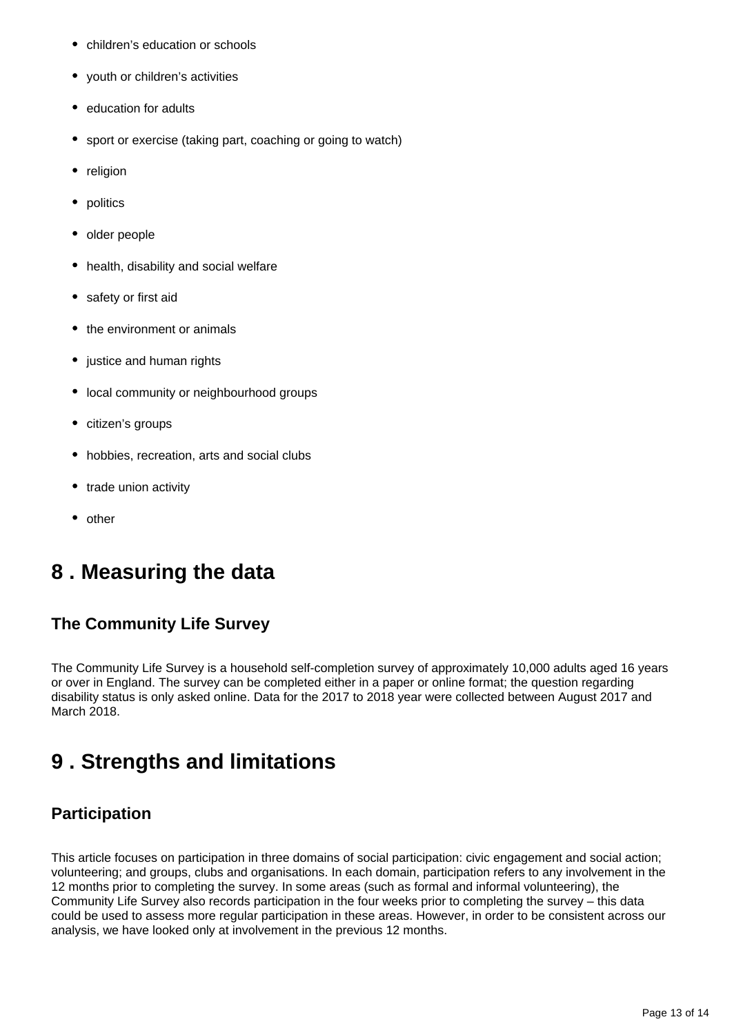- children's education or schools
- youth or children's activities
- education for adults
- sport or exercise (taking part, coaching or going to watch)
- religion
- politics
- older people
- health, disability and social welfare
- safety or first aid
- the environment or animals
- justice and human rights
- local community or neighbourhood groups
- citizen's groups
- hobbies, recreation, arts and social clubs
- trade union activity
- other

# 8 . Measuring the data

## The Community Life Survey

The Community Life Survey is a household self-completion survey of approximately 10,000 adults aged 16 years or over in England. The survey can be completed either in a paper or online format; the question regarding disability status is only asked online. Data for the 2017 to 2018 year were collected between August 2017 and March 2018.

# 9 . Strengths and limitations

## Participation

This article focuses on participation in three domains of social participation: civic engagement and social action; volunteering; and groups, clubs and organisations. In each domain, participation refers to any involvement in the 12 months prior to completing the survey. In some areas (such as formal and informal volunteering), the Community Life Survey also records participation in the four weeks prior to completing the survey – this data could be used to assess more regular participation in these areas. However, in order to be consistent across our analysis, we have looked only at involvement in the previous 12 months.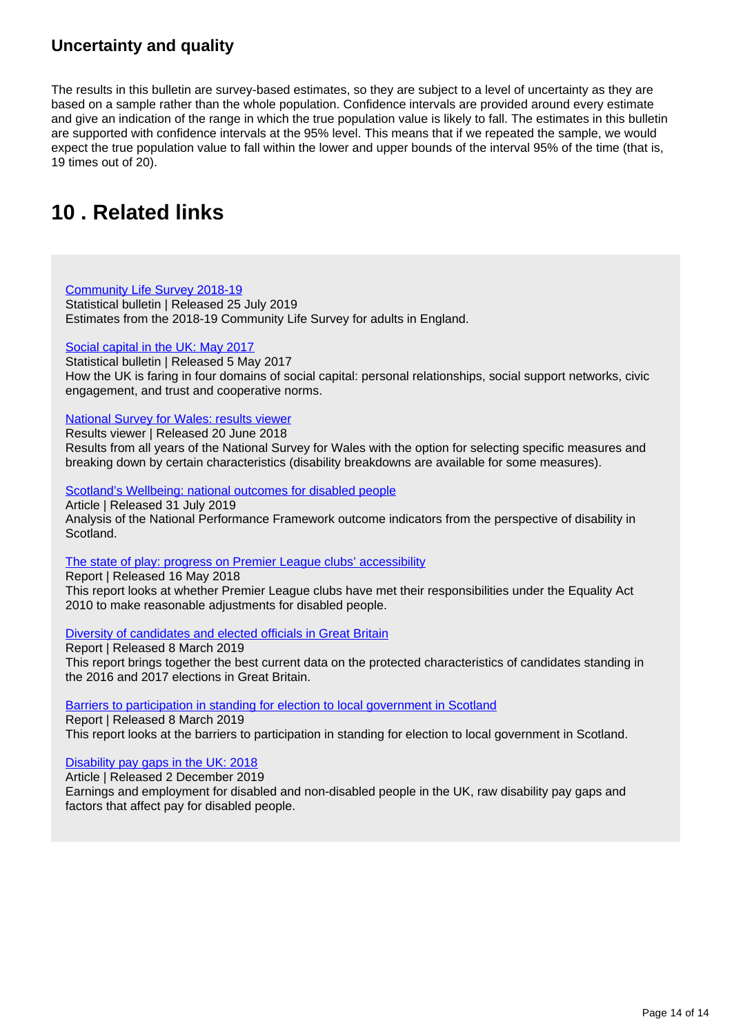### Uncertainty and quality

The results in this bulletin are survey-based estimates, so they are subject to a level of uncertainty as they are based on a sample rather than the whole population. Confidence intervals are provided around every estimate and give an indication of the range in which the true population value is likely to fall. The estimates in this bulletin are supported with confidence intervals at the 95% level. This means that if we repeated the sample, we would expect the true population value to fall within the lower and upper bounds of the interval 95% of the time (that is, 19 times out of 20).

## 10 . Related links

Community Life Survey 2018-19
Statistical bulletin | Released 25 July 2019
Estimates from the 2018-19 Community Life Survey for adults in England.

Social capital in the UK: May 2017
Statistical bulletin | Released 5 May 2017
How the UK is faring in four domains of social capital: personal relationships, social support networks, civic engagement, and trust and cooperative norms.

National Survey for Wales: results viewer
Results viewer | Released 20 June 2018
Results from all years of the National Survey for Wales with the option for selecting specific measures and breaking down by certain characteristics (disability breakdowns are available for some measures).

Scotland's Wellbeing: national outcomes for disabled people
Article | Released 31 July 2019
Analysis of the National Performance Framework outcome indicators from the perspective of disability in Scotland.

The state of play: progress on Premier League clubs' accessibility
Report | Released 16 May 2018
This report looks at whether Premier League clubs have met their responsibilities under the Equality Act 2010 to make reasonable adjustments for disabled people.

Diversity of candidates and elected officials in Great Britain
Report | Released 8 March 2019
This report brings together the best current data on the protected characteristics of candidates standing in the 2016 and 2017 elections in Great Britain.

Barriers to participation in standing for election to local government in Scotland
Report | Released 8 March 2019
This report looks at the barriers to participation in standing for election to local government in Scotland.

Disability pay gaps in the UK: 2018
Article | Released 2 December 2019
Earnings and employment for disabled and non-disabled people in the UK, raw disability pay gaps and factors that affect pay for disabled people.